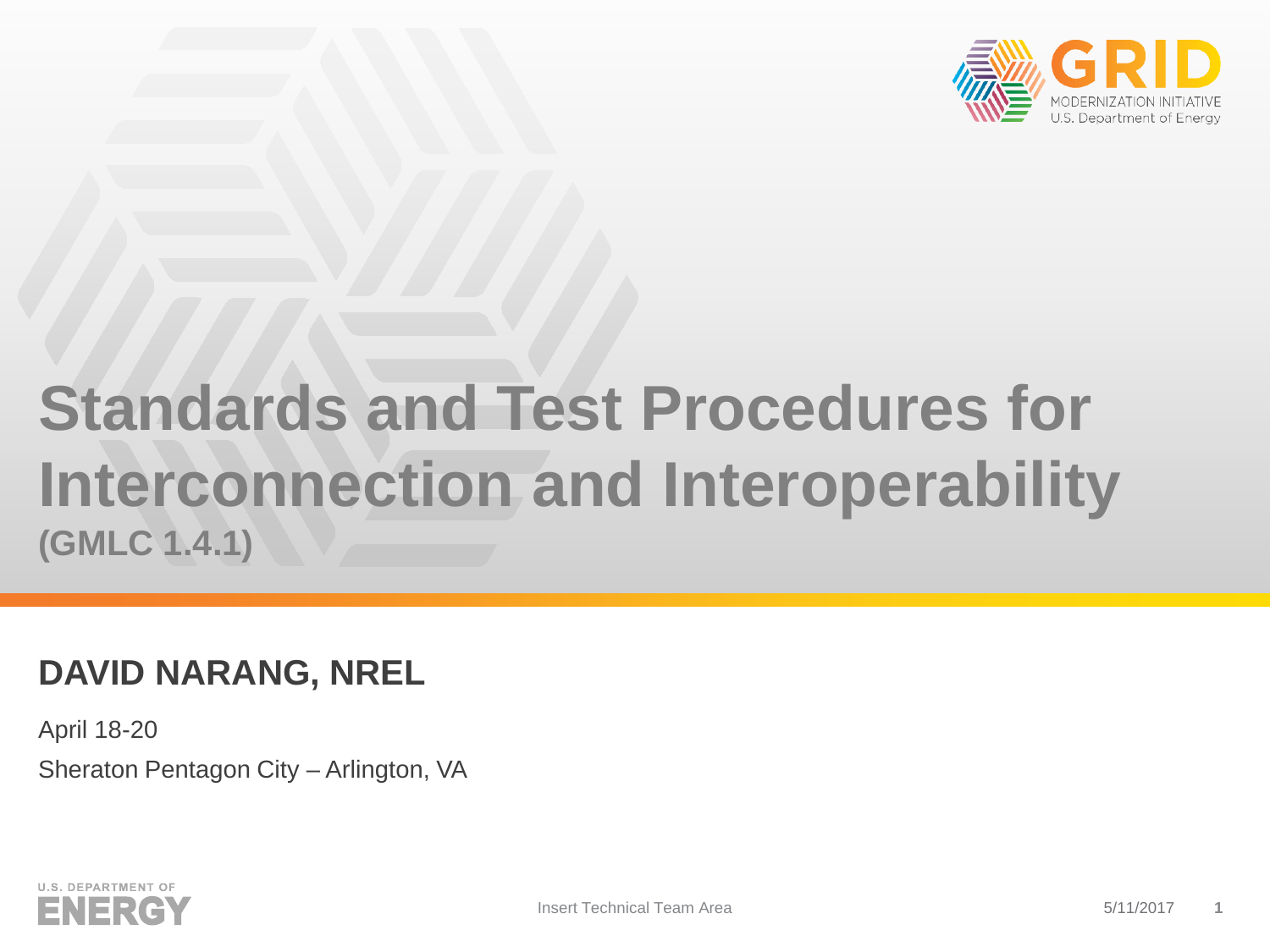# Standards and Test Procedures for Interconnection and Interoperability

**(GMLC 1.4.1)**

## DAVID NARANG, NREL

April 18-20

Sheraton Pentagon City – Arlington, VA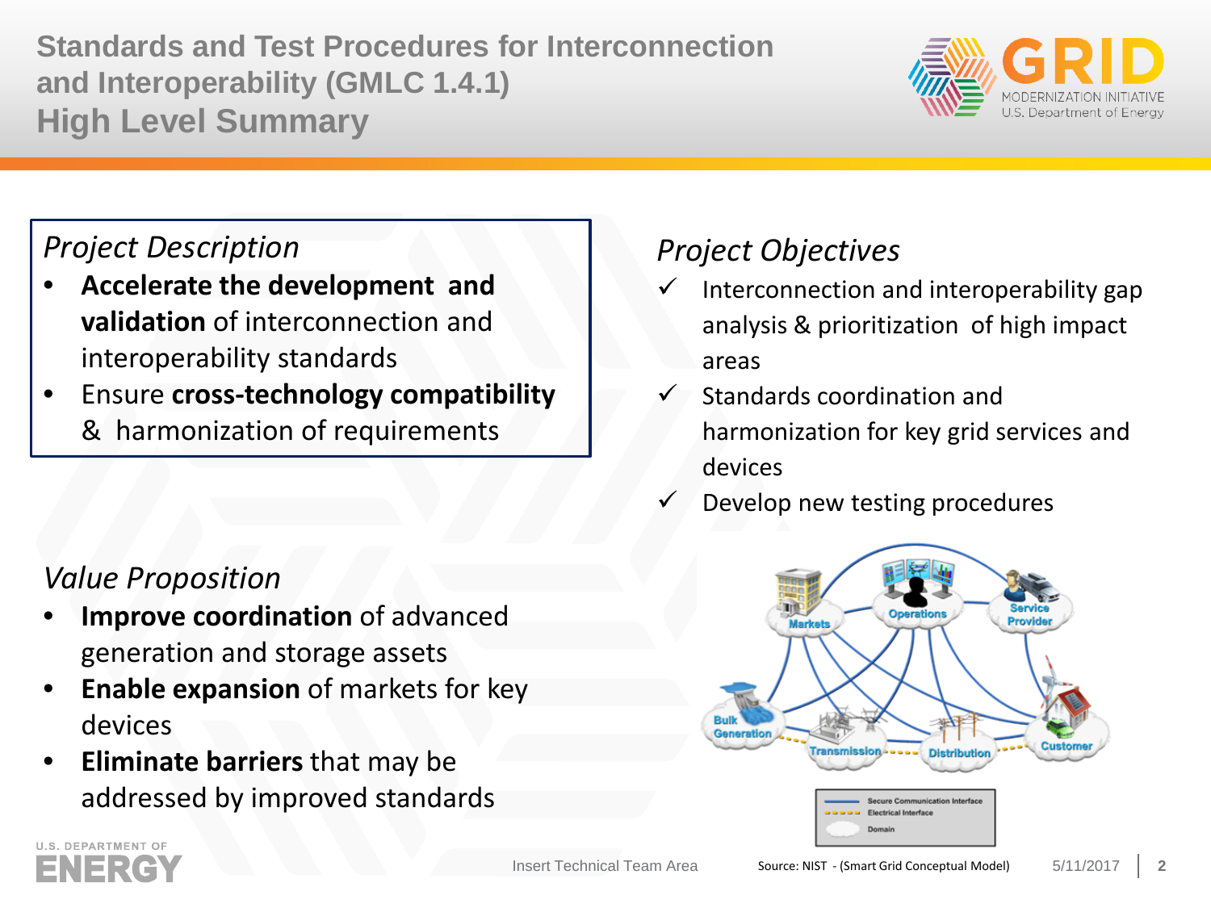# Standards and Test Procedures for Interconnection and Interoperability (GMLC 1.4.1) High Level Summary

## *Project Description*

- **Accelerate the development and validation** of interconnection and interoperability standards
- Ensure **cross-technology compatibility** & harmonization of requirements

## *Project Objectives*

- ✓ Interconnection and interoperability gap analysis & prioritization of high impact areas
- ✓ Standards coordination and harmonization for key grid services and devices
- ✓ Develop new testing procedures

## *Value Proposition*

- **Improve coordination** of advanced generation and storage assets
- **Enable expansion** of markets for key devices
- **Eliminate barriers** that may be addressed by improved standards

Source: NIST - (Smart Grid Conceptual Model)

Insert Technical Team Area

5/11/2017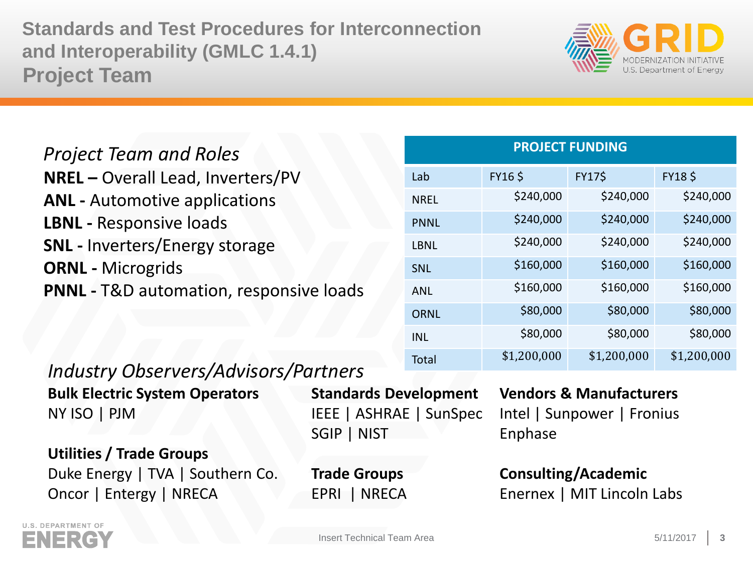# Standards and Test Procedures for Interconnection and Interoperability (GMLC 1.4.1)
## Project Team

*Project Team and Roles*

**NREL –** Overall Lead, Inverters/PV
**ANL -** Automotive applications
**LBNL -** Responsive loads
**SNL -** Inverters/Energy storage
**ORNL -** Microgrids
**PNNL -** T&D automation, responsive loads

| PROJECT FUNDING | | | |
|---|---|---|---|
| Lab | FY16 $ | FY17$ | FY18 $ |
| NREL | $240,000 | $240,000 | $240,000 |
| PNNL | $240,000 | $240,000 | $240,000 |
| LBNL | $240,000 | $240,000 | $240,000 |
| SNL | $160,000 | $160,000 | $160,000 |
| ANL | $160,000 | $160,000 | $160,000 |
| ORNL | $80,000 | $80,000 | $80,000 |
| INL | $80,000 | $80,000 | $80,000 |
| Total | $1,200,000 | $1,200,000 | $1,200,000 |

*Industry Observers/Advisors/Partners*

**Bulk Electric System Operators**
NY ISO | PJM

**Utilities / Trade Groups**
Duke Energy | TVA | Southern Co.
Oncor | Entergy | NRECA

**Standards Development**
IEEE | ASHRAE | SunSpec
SGIP | NIST

**Trade Groups**
EPRI | NRECA

**Vendors & Manufacturers**
Intel | Sunpower | Fronius
Enphase

**Consulting/Academic**
Enernex | MIT Lincoln Labs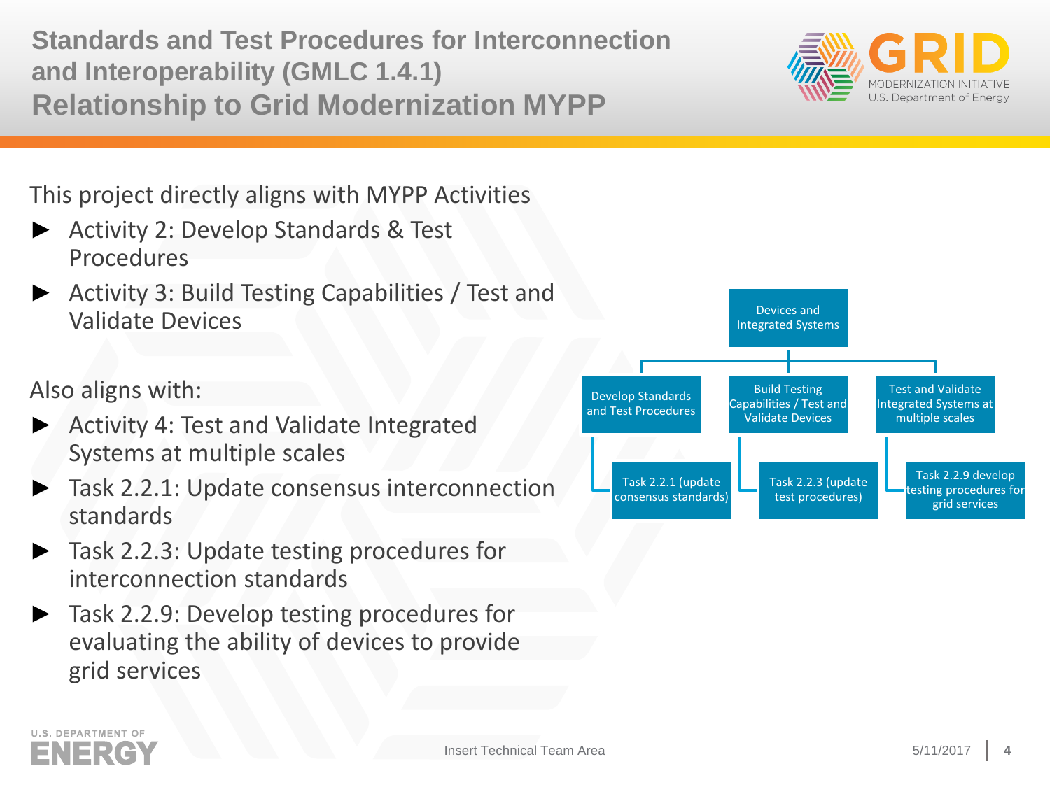# Standards and Test Procedures for Interconnection and Interoperability (GMLC 1.4.1)
# Relationship to Grid Modernization MYPP

This project directly aligns with MYPP Activities

- Activity 2: Develop Standards & Test Procedures
- Activity 3: Build Testing Capabilities / Test and Validate Devices

Also aligns with:

- Activity 4: Test and Validate Integrated Systems at multiple scales
- Task 2.2.1: Update consensus interconnection standards
- Task 2.2.3: Update testing procedures for interconnection standards
- Task 2.2.9: Develop testing procedures for evaluating the ability of devices to provide grid services

Devices and Integrated Systems

- Develop Standards and Test Procedures
  - Task 2.2.1 (update consensus standards)
- Build Testing Capabilities / Test and Validate Devices
  - Task 2.2.3 (update test procedures)
- Test and Validate Integrated Systems at multiple scales
  - Task 2.2.9 develop testing procedures for grid services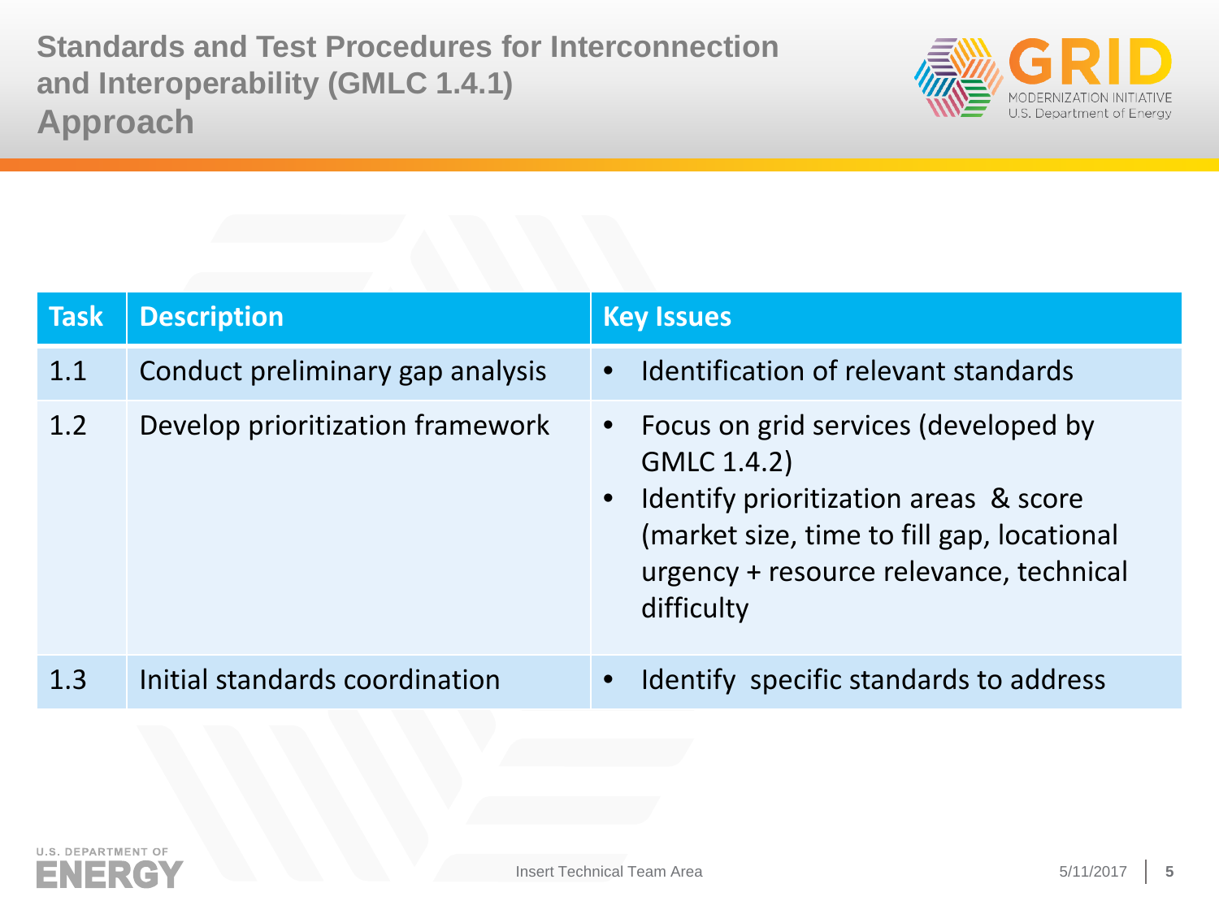# Standards and Test Procedures for Interconnection and Interoperability (GMLC 1.4.1)

## Approach

| Task | Description | Key Issues |
|---|---|---|
| 1.1 | Conduct preliminary gap analysis | • Identification of relevant standards |
| 1.2 | Develop prioritization framework | • Focus on grid services (developed by GMLC 1.4.2)<br>• Identify prioritization areas & score (market size, time to fill gap, locational urgency + resource relevance, technical difficulty |
| 1.3 | Initial standards coordination | • Identify specific standards to address |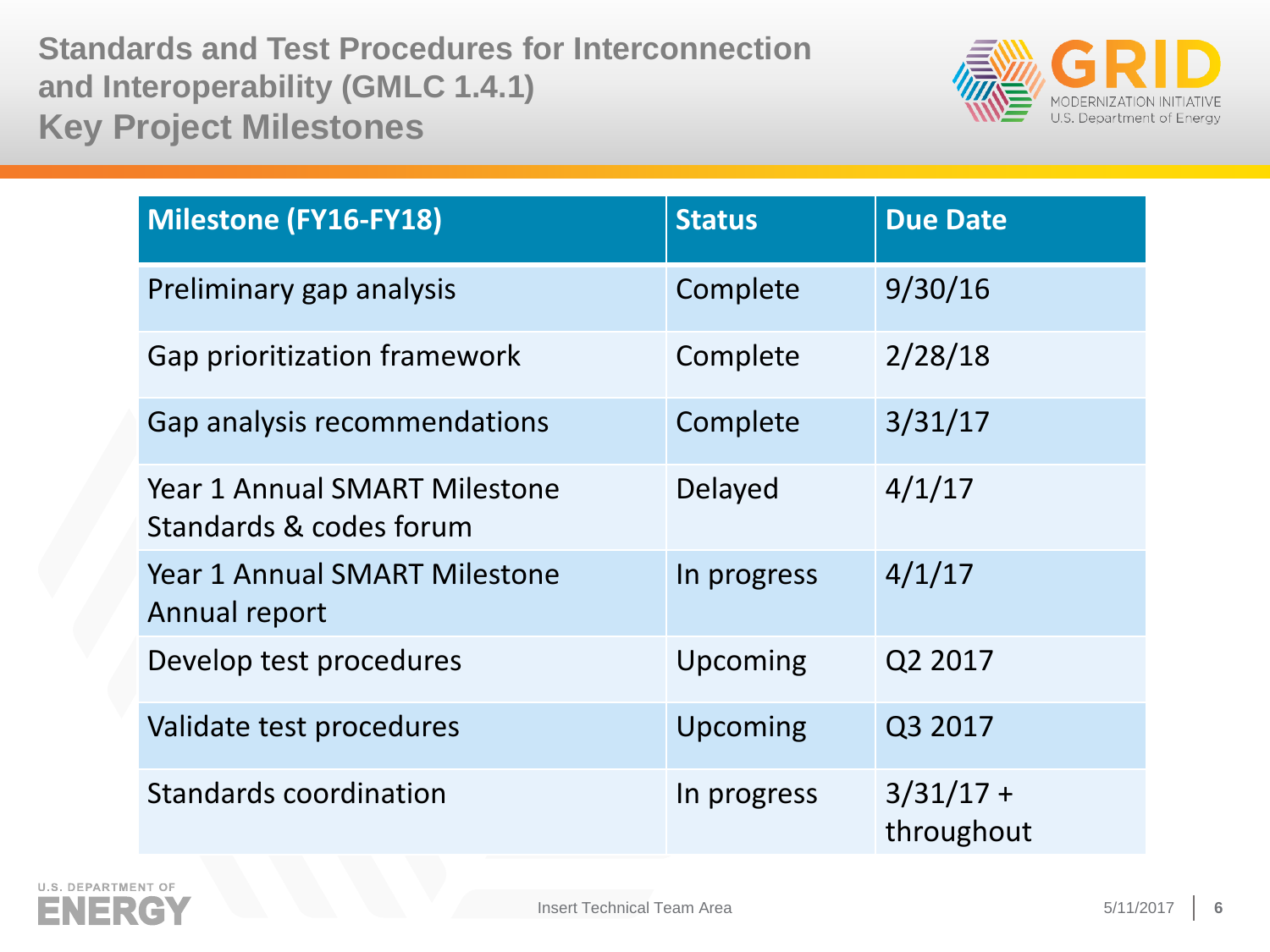# Standards and Test Procedures for Interconnection and Interoperability (GMLC 1.4.1)
## Key Project Milestones

| Milestone (FY16-FY18) | Status | Due Date |
|---|---|---|
| Preliminary gap analysis | Complete | 9/30/16 |
| Gap prioritization framework | Complete | 2/28/18 |
| Gap analysis recommendations | Complete | 3/31/17 |
| Year 1 Annual SMART Milestone Standards & codes forum | Delayed | 4/1/17 |
| Year 1 Annual SMART Milestone Annual report | In progress | 4/1/17 |
| Develop test procedures | Upcoming | Q2 2017 |
| Validate test procedures | Upcoming | Q3 2017 |
| Standards coordination | In progress | 3/31/17 + throughout |

Insert Technical Team Area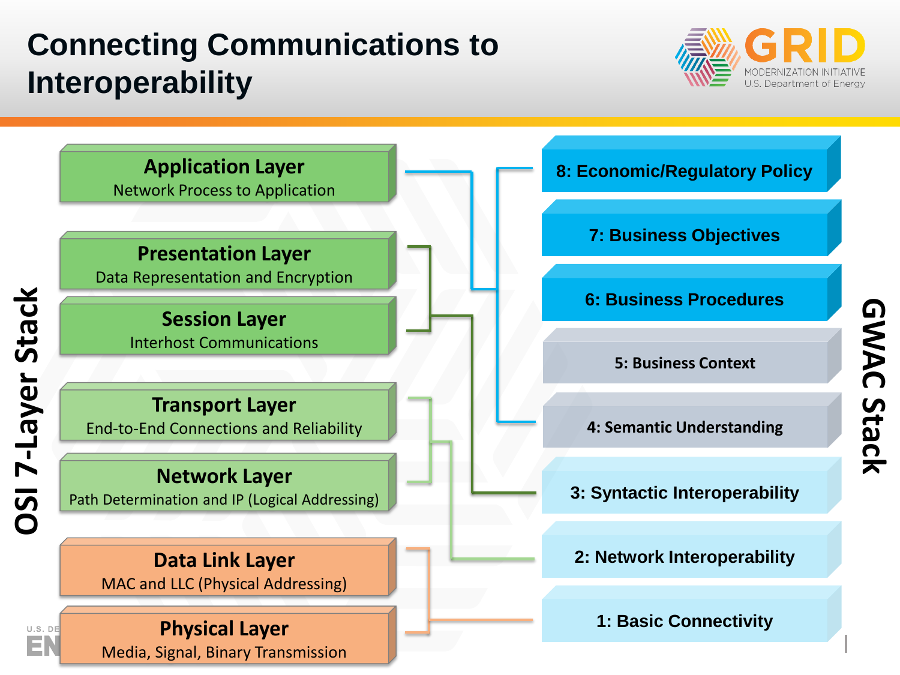# Connecting Communications to Interoperability

**OSI 7-Layer Stack**

- **Application Layer** — Network Process to Application
- **Presentation Layer** — Data Representation and Encryption
- **Session Layer** — Interhost Communications
- **Transport Layer** — End-to-End Connections and Reliability
- **Network Layer** — Path Determination and IP (Logical Addressing)
- **Data Link Layer** — MAC and LLC (Physical Addressing)
- **Physical Layer** — Media, Signal, Binary Transmission

**GWAC Stack**

- 8: Economic/Regulatory Policy
- 7: Business Objectives
- 6: Business Procedures
- 5: Business Context
- 4: Semantic Understanding
- 3: Syntactic Interoperability
- 2: Network Interoperability
- 1: Basic Connectivity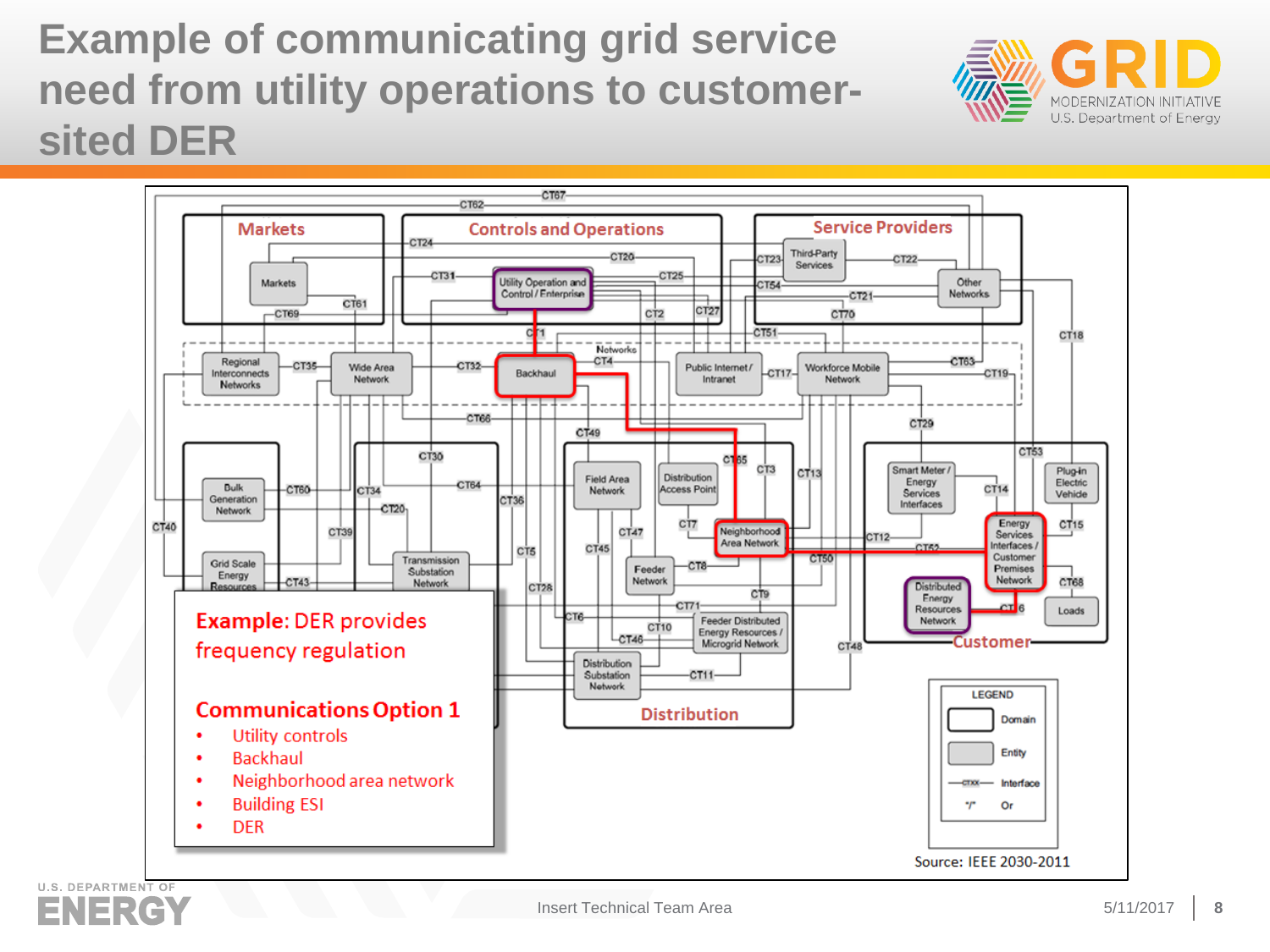# Example of communicating grid service need from utility operations to customer-sited DER

**Example:** DER provides frequency regulation

**Communications Option 1**

- Utility controls
- Backhaul
- Neighborhood area network
- Building ESI
- DER

Source: IEEE 2030-2011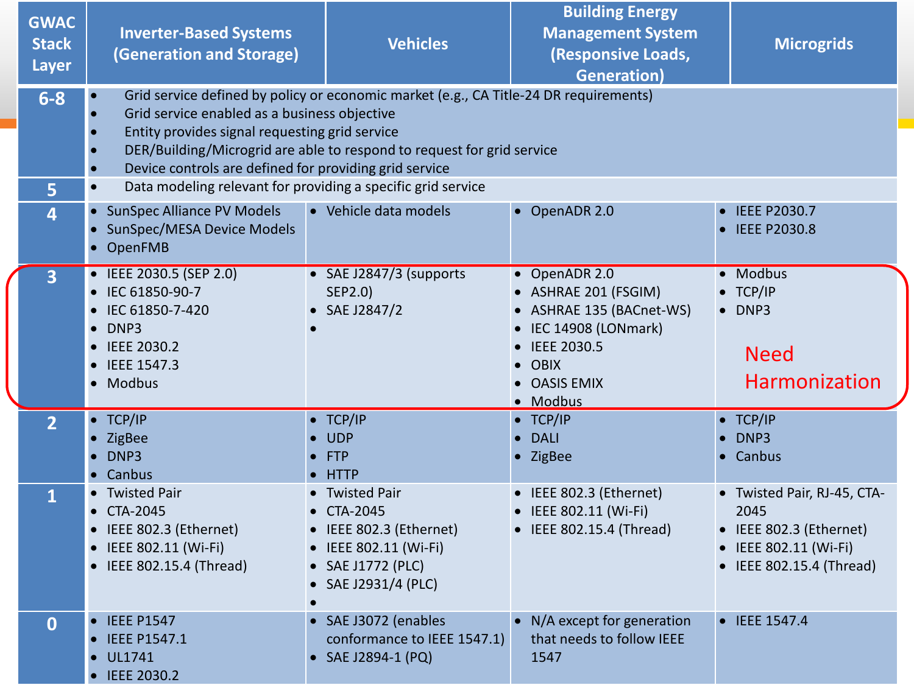| GWAC Stack Layer | Inverter-Based Systems (Generation and Storage) | Vehicles | Building Energy Management System (Responsive Loads, Generation) | Microgrids |
|---|---|---|---|---|
| 6-8 | • Grid service defined by policy or economic market (e.g., CA Title-24 DR requirements)<br>• Grid service enabled as a business objective<br>• Entity provides signal requesting grid service<br>• DER/Building/Microgrid are able to respond to request for grid service<br>• Device controls are defined for providing grid service | | | |
| 5 | • Data modeling relevant for providing a specific grid service | | | |
| 4 | • SunSpec Alliance PV Models<br>• SunSpec/MESA Device Models<br>• OpenFMB | • Vehicle data models | • OpenADR 2.0 | • IEEE P2030.7<br>• IEEE P2030.8 |
| 3 | • IEEE 2030.5 (SEP 2.0)<br>• IEC 61850-90-7<br>• IEC 61850-7-420<br>• DNP3<br>• IEEE 2030.2<br>• IEEE 1547.3<br>• Modbus | • SAE J2847/3 (supports SEP2.0)<br>• SAE J2847/2<br>• | • OpenADR 2.0<br>• ASHRAE 201 (FSGIM)<br>• ASHRAE 135 (BACnet-WS)<br>• IEC 14908 (LONmark)<br>• IEEE 2030.5<br>• OBIX<br>• OASIS EMIX<br>• Modbus | • Modbus<br>• TCP/IP<br>• DNP3<br><br>Need Harmonization |
| 2 | • TCP/IP<br>• ZigBee<br>• DNP3<br>• Canbus | • TCP/IP<br>• UDP<br>• FTP<br>• HTTP | • TCP/IP<br>• DALI<br>• ZigBee | • TCP/IP<br>• DNP3<br>• Canbus |
| 1 | • Twisted Pair<br>• CTA-2045<br>• IEEE 802.3 (Ethernet)<br>• IEEE 802.11 (Wi-Fi)<br>• IEEE 802.15.4 (Thread) | • Twisted Pair<br>• CTA-2045<br>• IEEE 802.3 (Ethernet)<br>• IEEE 802.11 (Wi-Fi)<br>• SAE J1772 (PLC)<br>• SAE J2931/4 (PLC)<br>• | • IEEE 802.3 (Ethernet)<br>• IEEE 802.11 (Wi-Fi)<br>• IEEE 802.15.4 (Thread) | • Twisted Pair, RJ-45, CTA-2045<br>• IEEE 802.3 (Ethernet)<br>• IEEE 802.11 (Wi-Fi)<br>• IEEE 802.15.4 (Thread) |
| 0 | • IEEE P1547<br>• IEEE P1547.1<br>• UL1741<br>• IEEE 2030.2 | • SAE J3072 (enables conformance to IEEE 1547.1)<br>• SAE J2894-1 (PQ) | • N/A except for generation that needs to follow IEEE 1547 | • IEEE 1547.4 |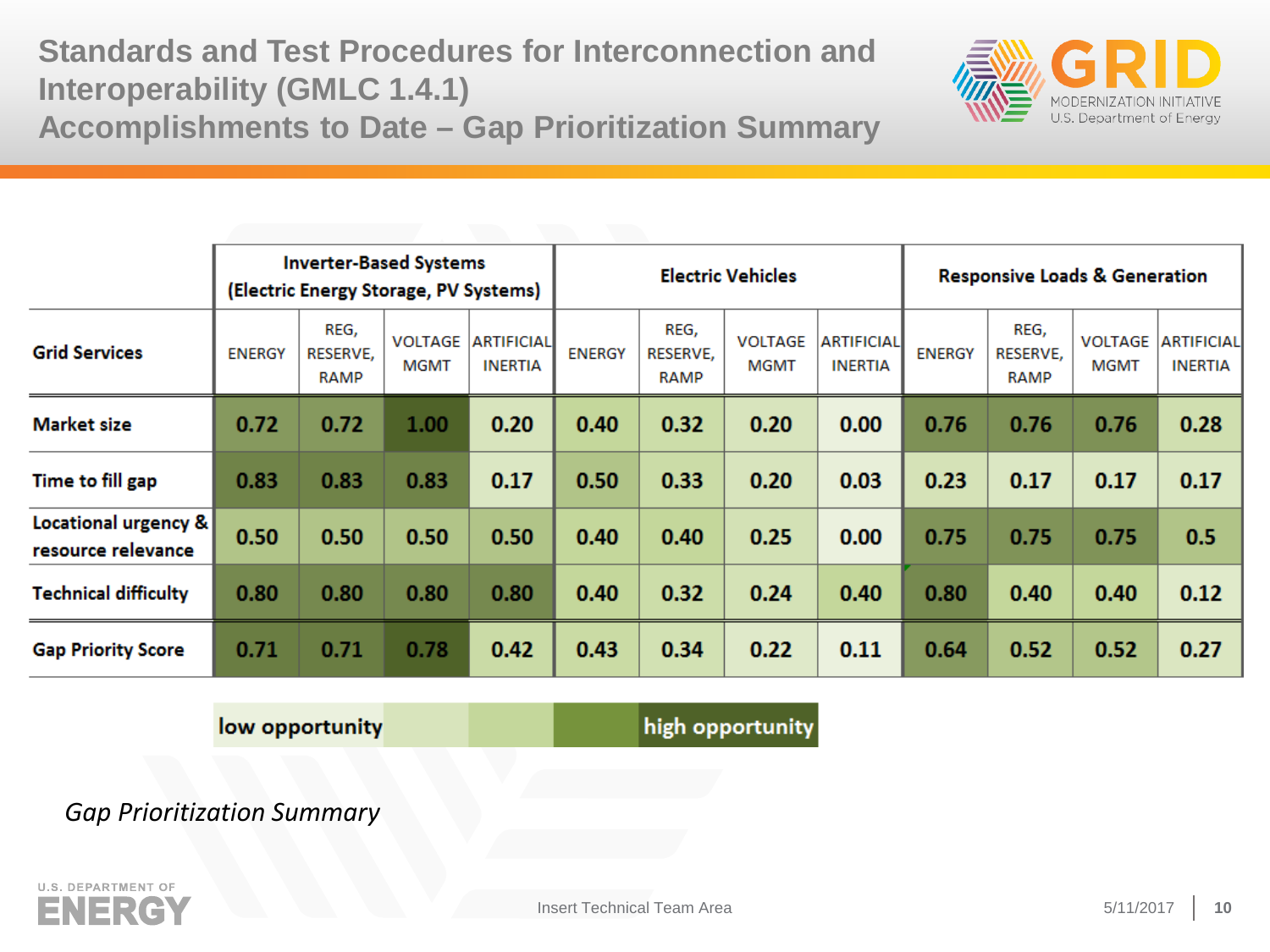# Standards and Test Procedures for Interconnection and Interoperability (GMLC 1.4.1)
## Accomplishments to Date – Gap Prioritization Summary

| | Inverter-Based Systems (Electric Energy Storage, PV Systems) | | | | Electric Vehicles | | | | Responsive Loads & Generation | | | |
|---|---|---|---|---|---|---|---|---|---|---|---|---|
| **Grid Services** | ENERGY | REG, RESERVE, RAMP | VOLTAGE MGMT | ARTIFICIAL INERTIA | ENERGY | REG, RESERVE, RAMP | VOLTAGE MGMT | ARTIFICIAL INERTIA | ENERGY | REG, RESERVE, RAMP | VOLTAGE MGMT | ARTIFICIAL INERTIA |
| **Market size** | 0.72 | 0.72 | 1.00 | 0.20 | 0.40 | 0.32 | 0.20 | 0.00 | 0.76 | 0.76 | 0.76 | 0.28 |
| **Time to fill gap** | 0.83 | 0.83 | 0.83 | 0.17 | 0.50 | 0.33 | 0.20 | 0.03 | 0.23 | 0.17 | 0.17 | 0.17 |
| **Locational urgency & resource relevance** | 0.50 | 0.50 | 0.50 | 0.50 | 0.40 | 0.40 | 0.25 | 0.00 | 0.75 | 0.75 | 0.75 | 0.5 |
| **Technical difficulty** | 0.80 | 0.80 | 0.80 | 0.80 | 0.40 | 0.32 | 0.24 | 0.40 | 0.80 | 0.40 | 0.40 | 0.12 |
| **Gap Priority Score** | 0.71 | 0.71 | 0.78 | 0.42 | 0.43 | 0.34 | 0.22 | 0.11 | 0.64 | 0.52 | 0.52 | 0.27 |

Legend: low opportunity → high opportunity

*Gap Prioritization Summary*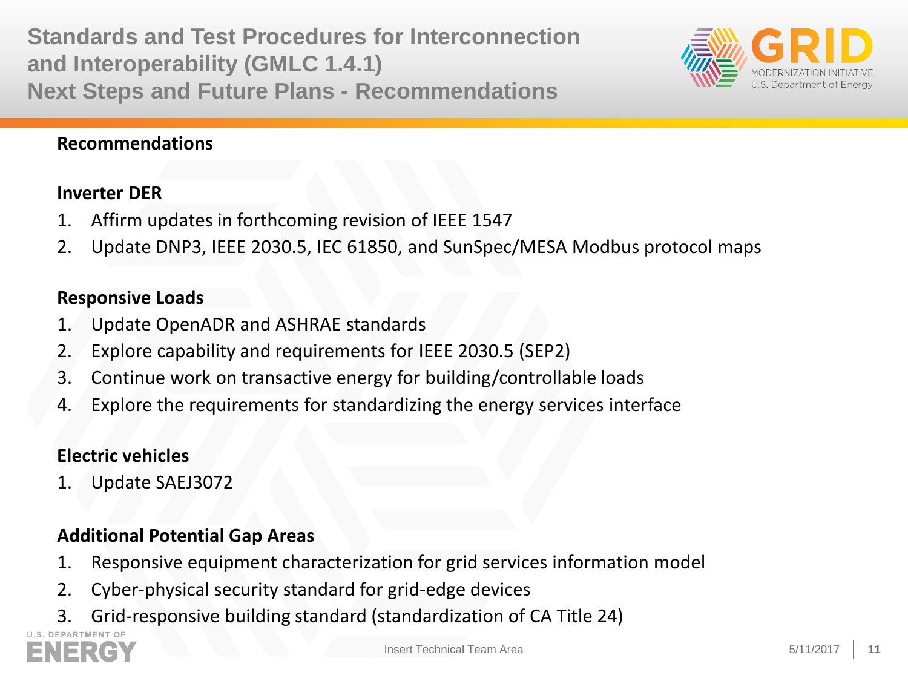# Standards and Test Procedures for Interconnection and Interoperability (GMLC 1.4.1)
## Next Steps and Future Plans - Recommendations

**Recommendations**

**Inverter DER**

1. Affirm updates in forthcoming revision of IEEE 1547
2. Update DNP3, IEEE 2030.5, IEC 61850, and SunSpec/MESA Modbus protocol maps

**Responsive Loads**

1. Update OpenADR and ASHRAE standards
2. Explore capability and requirements for IEEE 2030.5 (SEP2)
3. Continue work on transactive energy for building/controllable loads
4. Explore the requirements for standardizing the energy services interface

**Electric vehicles**

1. Update SAEJ3072

**Additional Potential Gap Areas**

1. Responsive equipment characterization for grid services information model
2. Cyber-physical security standard for grid-edge devices
3. Grid-responsive building standard (standardization of CA Title 24)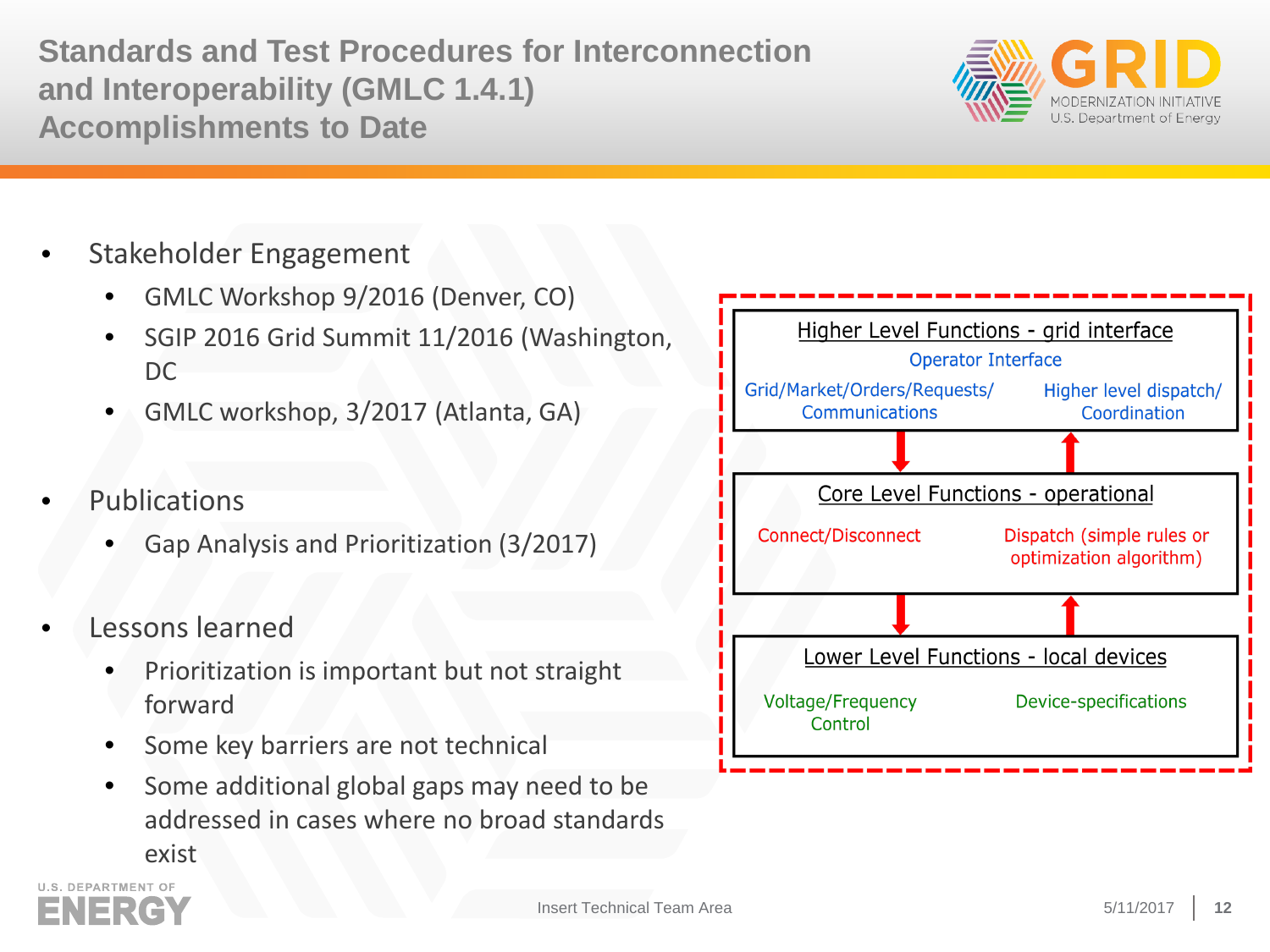# Standards and Test Procedures for Interconnection and Interoperability (GMLC 1.4.1) Accomplishments to Date

- Stakeholder Engagement
  - GMLC Workshop 9/2016 (Denver, CO)
  - SGIP 2016 Grid Summit 11/2016 (Washington, DC
  - GMLC workshop, 3/2017 (Atlanta, GA)
- Publications
  - Gap Analysis and Prioritization (3/2017)
- Lessons learned
  - Prioritization is important but not straight forward
  - Some key barriers are not technical
  - Some additional global gaps may need to be addressed in cases where no broad standards exist

**Higher Level Functions - grid interface**

Operator Interface

Grid/Market/Orders/Requests/ Communications | Higher level dispatch/ Coordination

**Core Level Functions - operational**

Connect/Disconnect | Dispatch (simple rules or optimization algorithm)

**Lower Level Functions - local devices**

Voltage/Frequency Control | Device-specifications

Insert Technical Team Area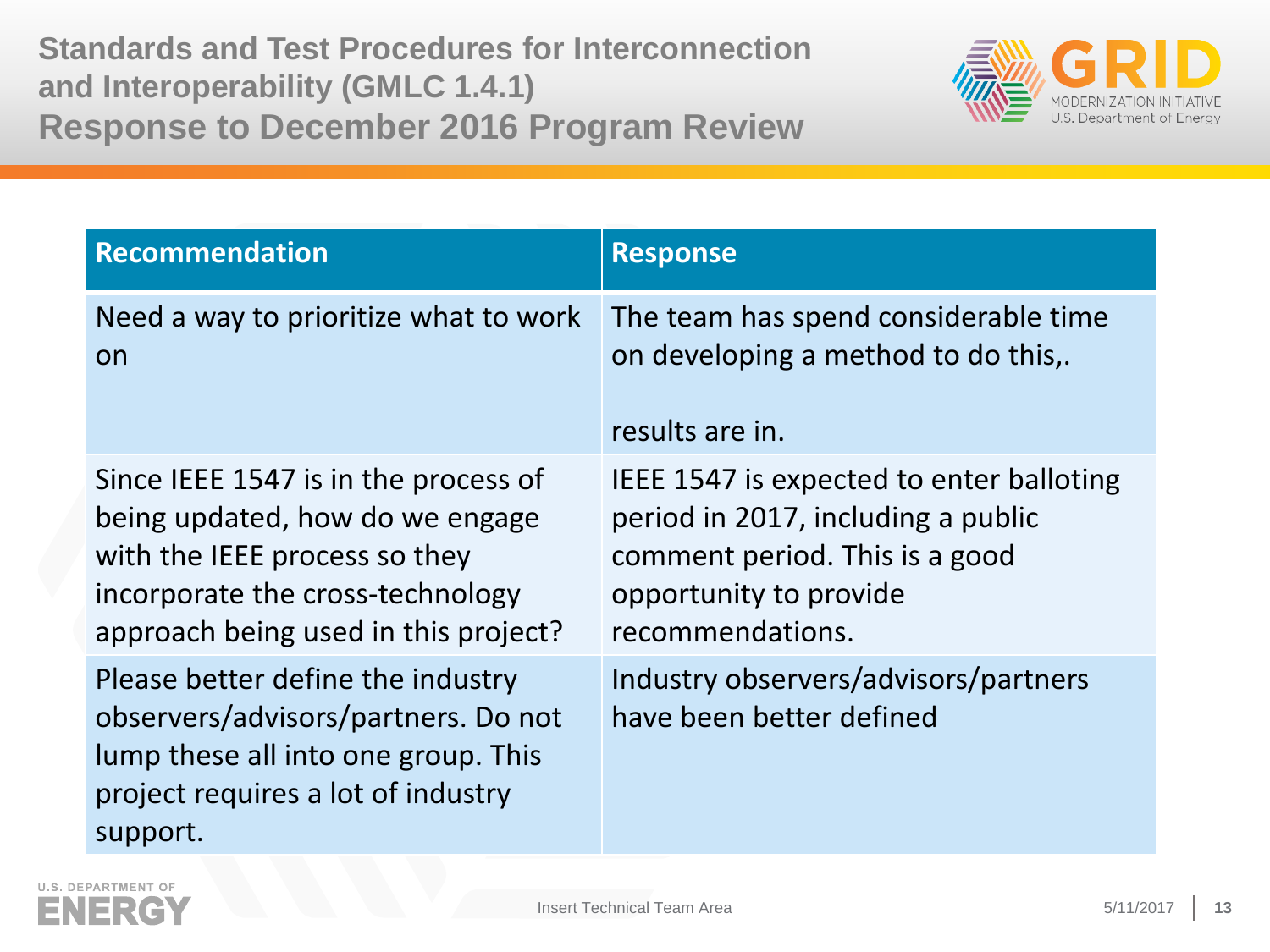# Standards and Test Procedures for Interconnection and Interoperability (GMLC 1.4.1)
## Response to December 2016 Program Review

| Recommendation | Response |
| --- | --- |
| Need a way to prioritize what to work on | The team has spend considerable time on developing a method to do this,. <br><br> results are in. |
| Since IEEE 1547 is in the process of being updated, how do we engage with the IEEE process so they incorporate the cross-technology approach being used in this project? | IEEE 1547 is expected to enter balloting period in 2017, including a public comment period. This is a good opportunity to provide recommendations. |
| Please better define the industry observers/advisors/partners. Do not lump these all into one group. This project requires a lot of industry support. | Industry observers/advisors/partners have been better defined |

Insert Technical Team Area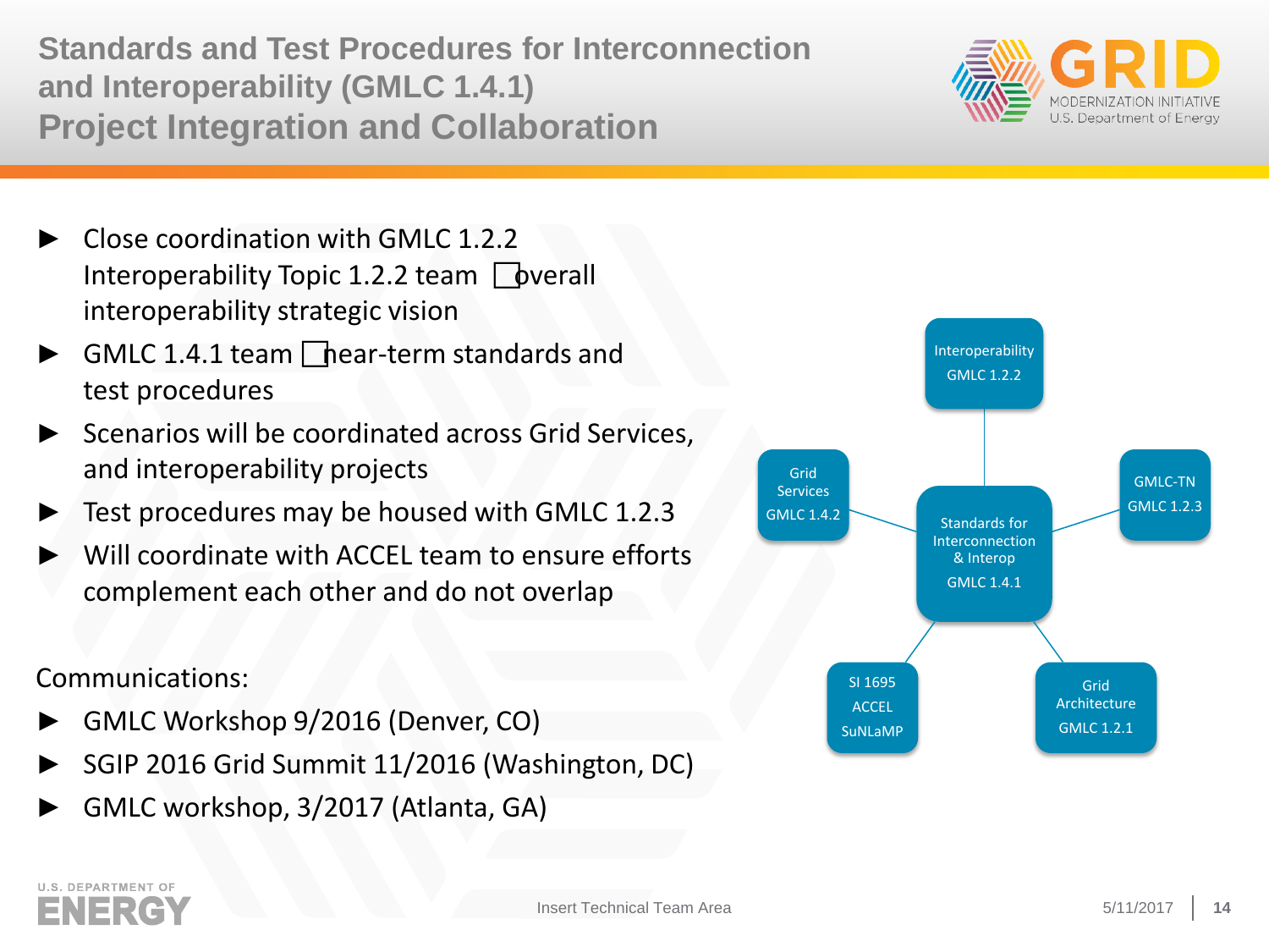# Standards and Test Procedures for Interconnection and Interoperability (GMLC 1.4.1) Project Integration and Collaboration

- Close coordination with GMLC 1.2.2 Interoperability Topic 1.2.2 team → overall interoperability strategic vision
- GMLC 1.4.1 team → near-term standards and test procedures
- Scenarios will be coordinated across Grid Services, and interoperability projects
- Test procedures may be housed with GMLC 1.2.3
- Will coordinate with ACCEL team to ensure efforts complement each other and do not overlap

Communications:

- GMLC Workshop 9/2016 (Denver, CO)
- SGIP 2016 Grid Summit 11/2016 (Washington, DC)
- GMLC workshop, 3/2017 (Atlanta, GA)

Standards for Interconnection & Interop GMLC 1.4.1

Interoperability GMLC 1.2.2

Grid Services GMLC 1.4.2

GMLC-TN GMLC 1.2.3

SI 1695 ACCEL SuNLaMP

Grid Architecture GMLC 1.2.1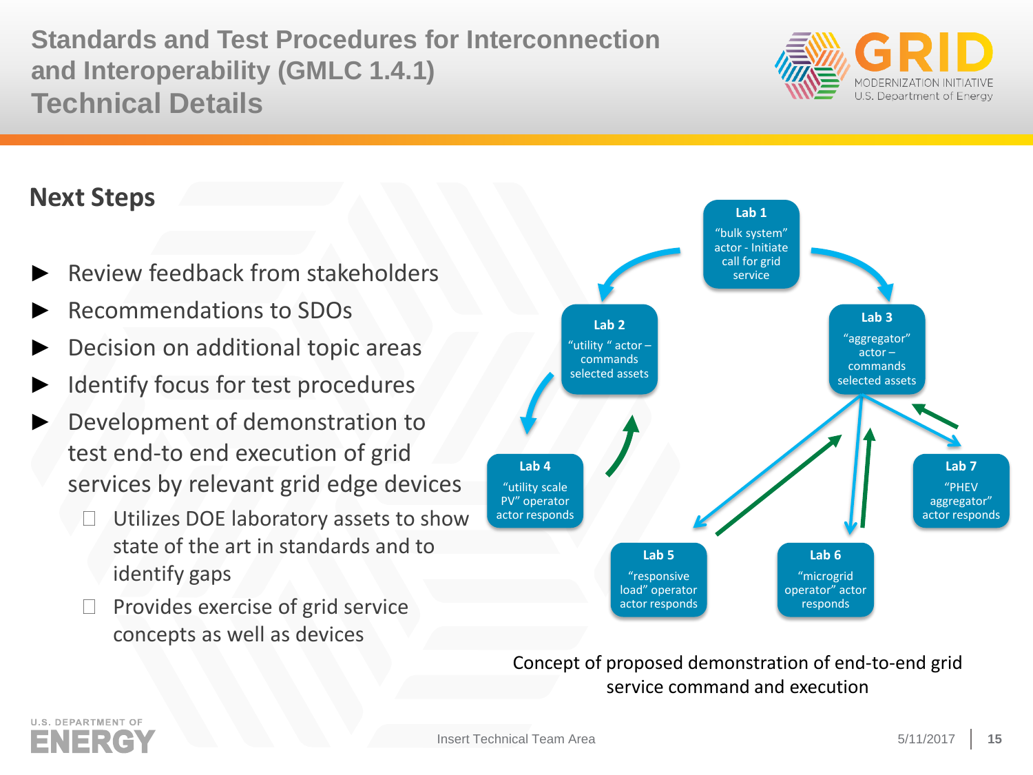# Standards and Test Procedures for Interconnection and Interoperability (GMLC 1.4.1) Technical Details

## Next Steps

- Review feedback from stakeholders
- Recommendations to SDOs
- Decision on additional topic areas
- Identify focus for test procedures
- Development of demonstration to test end-to end execution of grid services by relevant grid edge devices
  - Utilizes DOE laboratory assets to show state of the art in standards and to identify gaps
  - Provides exercise of grid service concepts as well as devices

Lab 1
"bulk system" actor - Initiate call for grid service

Lab 2
"utility " actor – commands selected assets

Lab 3
"aggregator" actor – commands selected assets

Lab 4
"utility scale PV" operator actor responds

Lab 5
"responsive load" operator actor responds

Lab 6
"microgrid operator" actor responds

Lab 7
"PHEV aggregator" actor responds

Concept of proposed demonstration of end-to-end grid service command and execution

Insert Technical Team Area